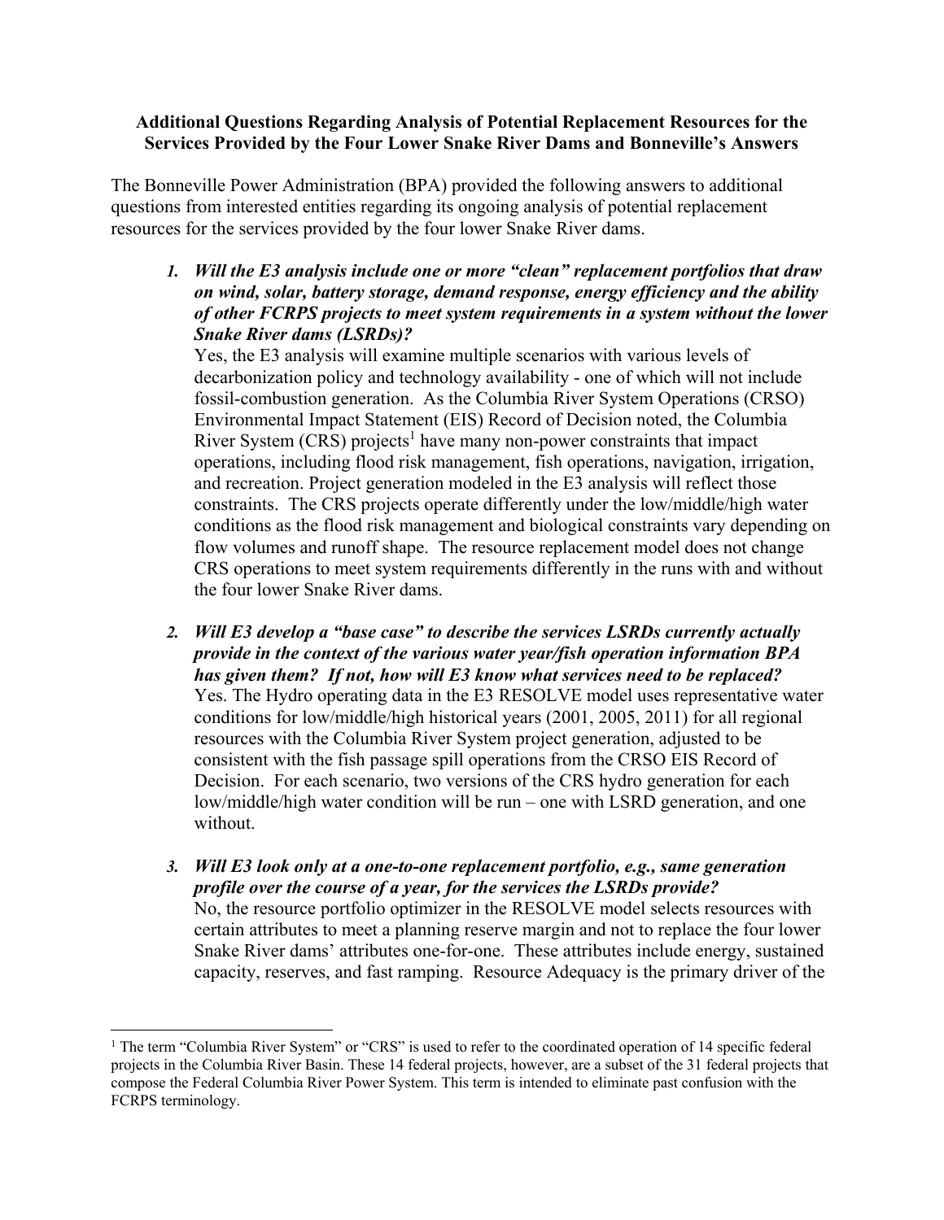**Additional Questions Regarding Analysis of Potential Replacement Resources for the Services Provided by the Four Lower Snake River Dams and Bonneville's Answers**

The Bonneville Power Administration (BPA) provided the following answers to additional questions from interested entities regarding its ongoing analysis of potential replacement resources for the services provided by the four lower Snake River dams.

1. ***Will the E3 analysis include one or more "clean" replacement portfolios that draw on wind, solar, battery storage, demand response, energy efficiency and the ability of other FCRPS projects to meet system requirements in a system without the lower Snake River dams (LSRDs)?***

   Yes, the E3 analysis will examine multiple scenarios with various levels of decarbonization policy and technology availability - one of which will not include fossil-combustion generation. As the Columbia River System Operations (CRSO) Environmental Impact Statement (EIS) Record of Decision noted, the Columbia River System (CRS) projects[1] have many non-power constraints that impact operations, including flood risk management, fish operations, navigation, irrigation, and recreation. Project generation modeled in the E3 analysis will reflect those constraints. The CRS projects operate differently under the low/middle/high water conditions as the flood risk management and biological constraints vary depending on flow volumes and runoff shape. The resource replacement model does not change CRS operations to meet system requirements differently in the runs with and without the four lower Snake River dams.

2. ***Will E3 develop a "base case" to describe the services LSRDs currently actually provide in the context of the various water year/fish operation information BPA has given them? If not, how will E3 know what services need to be replaced?***

   Yes. The Hydro operating data in the E3 RESOLVE model uses representative water conditions for low/middle/high historical years (2001, 2005, 2011) for all regional resources with the Columbia River System project generation, adjusted to be consistent with the fish passage spill operations from the CRSO EIS Record of Decision. For each scenario, two versions of the CRS hydro generation for each low/middle/high water condition will be run – one with LSRD generation, and one without.

3. ***Will E3 look only at a one-to-one replacement portfolio, e.g., same generation profile over the course of a year, for the services the LSRDs provide?***

   No, the resource portfolio optimizer in the RESOLVE model selects resources with certain attributes to meet a planning reserve margin and not to replace the four lower Snake River dams' attributes one-for-one. These attributes include energy, sustained capacity, reserves, and fast ramping. Resource Adequacy is the primary driver of the

[1] The term "Columbia River System" or "CRS" is used to refer to the coordinated operation of 14 specific federal projects in the Columbia River Basin. These 14 federal projects, however, are a subset of the 31 federal projects that compose the Federal Columbia River Power System. This term is intended to eliminate past confusion with the FCRPS terminology.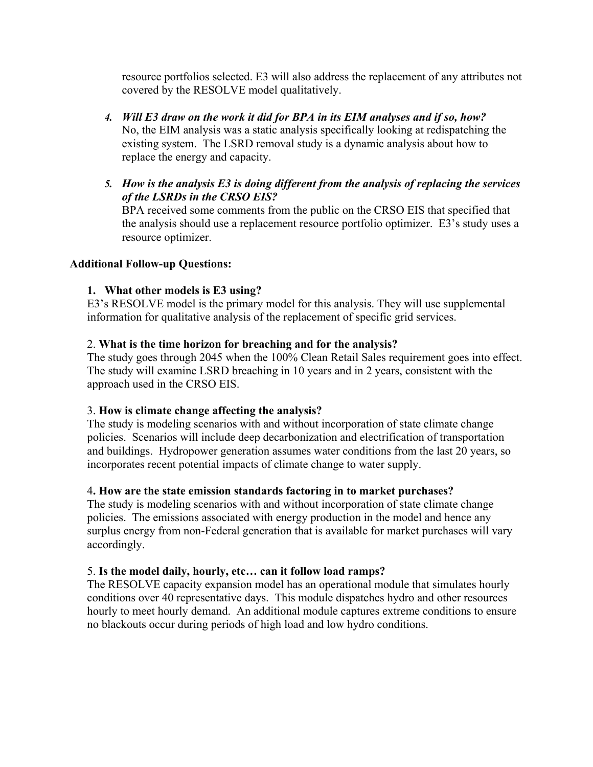resource portfolios selected. E3 will also address the replacement of any attributes not covered by the RESOLVE model qualitatively.

4. ***Will E3 draw on the work it did for BPA in its EIM analyses and if so, how?***
   No, the EIM analysis was a static analysis specifically looking at redispatching the existing system. The LSRD removal study is a dynamic analysis about how to replace the energy and capacity.

5. ***How is the analysis E3 is doing different from the analysis of replacing the services of the LSRDs in the CRSO EIS?***
   BPA received some comments from the public on the CRSO EIS that specified that the analysis should use a replacement resource portfolio optimizer. E3's study uses a resource optimizer.

**Additional Follow-up Questions:**

1. **What other models is E3 using?**

E3's RESOLVE model is the primary model for this analysis. They will use supplemental information for qualitative analysis of the replacement of specific grid services.

2. **What is the time horizon for breaching and for the analysis?**

The study goes through 2045 when the 100% Clean Retail Sales requirement goes into effect. The study will examine LSRD breaching in 10 years and in 2 years, consistent with the approach used in the CRSO EIS.

3. **How is climate change affecting the analysis?**

The study is modeling scenarios with and without incorporation of state climate change policies. Scenarios will include deep decarbonization and electrification of transportation and buildings. Hydropower generation assumes water conditions from the last 20 years, so incorporates recent potential impacts of climate change to water supply.

4**. How are the state emission standards factoring in to market purchases?**

The study is modeling scenarios with and without incorporation of state climate change policies. The emissions associated with energy production in the model and hence any surplus energy from non-Federal generation that is available for market purchases will vary accordingly.

5. **Is the model daily, hourly, etc… can it follow load ramps?**

The RESOLVE capacity expansion model has an operational module that simulates hourly conditions over 40 representative days. This module dispatches hydro and other resources hourly to meet hourly demand. An additional module captures extreme conditions to ensure no blackouts occur during periods of high load and low hydro conditions.